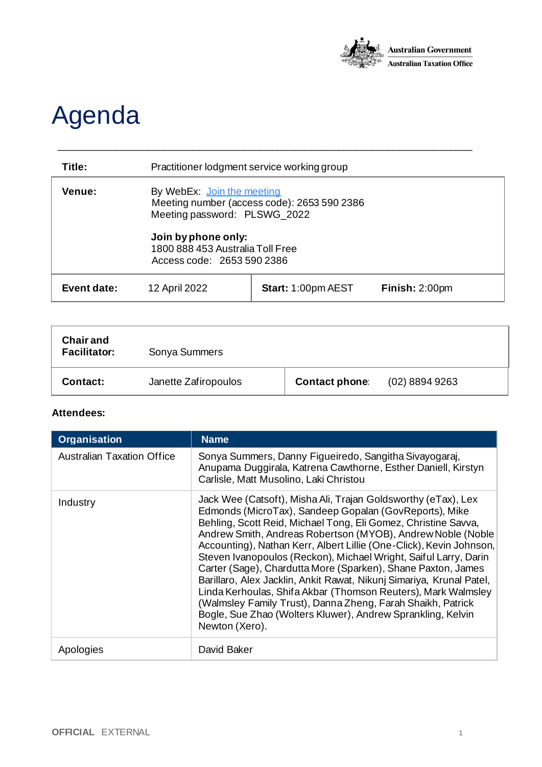Australian Government
Australian Taxation Office

# Agenda

| | | | |
|---|---|---|---|
| **Title:** | Practitioner lodgment service working group | | |
| **Venue:** | By WebEx: Join the meeting<br>Meeting number (access code): 2653 590 2386<br>Meeting password: PLSWG_2022<br><br>**Join by phone only:**<br>1800 888 453 Australia Toll Free<br>Access code: 2653 590 2386 | | |
| **Event date:** | 12 April 2022 | **Start:** 1:00pm AEST | **Finish:** 2:00pm |

| | | | |
|---|---|---|---|
| **Chair and Facilitator:** | Sonya Summers | | |
| **Contact:** | Janette Zafiropoulos | **Contact phone:** | (02) 8894 9263 |

**Attendees:**

| Organisation | Name |
|---|---|
| Australian Taxation Office | Sonya Summers, Danny Figueiredo, Sangitha Sivayogaraj, Anupama Duggirala, Katrena Cawthorne, Esther Daniell, Kirstyn Carlisle, Matt Musolino, Laki Christou |
| Industry | Jack Wee (Catsoft), Misha Ali, Trajan Goldsworthy (eTax), Lex Edmonds (MicroTax), Sandeep Gopalan (GovReports), Mike Behling, Scott Reid, Michael Tong, Eli Gomez, Christine Savva, Andrew Smith, Andreas Robertson (MYOB), Andrew Noble (Noble Accounting), Nathan Kerr, Albert Lillie (One-Click), Kevin Johnson, Steven Ivanopoulos (Reckon), Michael Wright, Saiful Larry, Darin Carter (Sage), Chardutta More (Sparken), Shane Paxton, James Barillaro, Alex Jacklin, Ankit Rawat, Nikunj Simariya, Krunal Patel, Linda Kerhoulas, Shifa Akbar (Thomson Reuters), Mark Walmsley (Walmsley Family Trust), Danna Zheng, Farah Shaikh, Patrick Bogle, Sue Zhao (Wolters Kluwer), Andrew Sprankling, Kelvin Newton (Xero). |
| Apologies | David Baker |

OFFICIAL EXTERNAL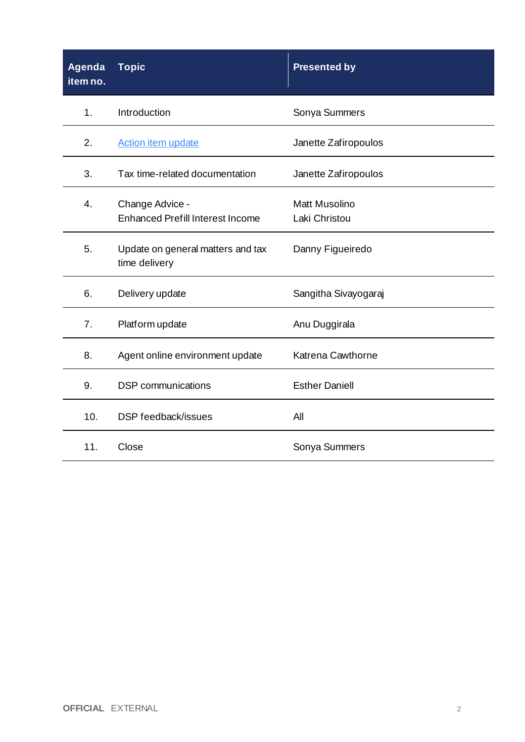| Agenda item no. | Topic | Presented by |
| --- | --- | --- |
| 1. | Introduction | Sonya Summers |
| 2. | Action item update | Janette Zafiropoulos |
| 3. | Tax time-related documentation | Janette Zafiropoulos |
| 4. | Change Advice - Enhanced Prefill Interest Income | Matt Musolino Laki Christou |
| 5. | Update on general matters and tax time delivery | Danny Figueiredo |
| 6. | Delivery update | Sangitha Sivayogaraj |
| 7. | Platform update | Anu Duggirala |
| 8. | Agent online environment update | Katrena Cawthorne |
| 9. | DSP communications | Esther Daniell |
| 10. | DSP feedback/issues | All |
| 11. | Close | Sonya Summers |

OFFICIAL EXTERNAL